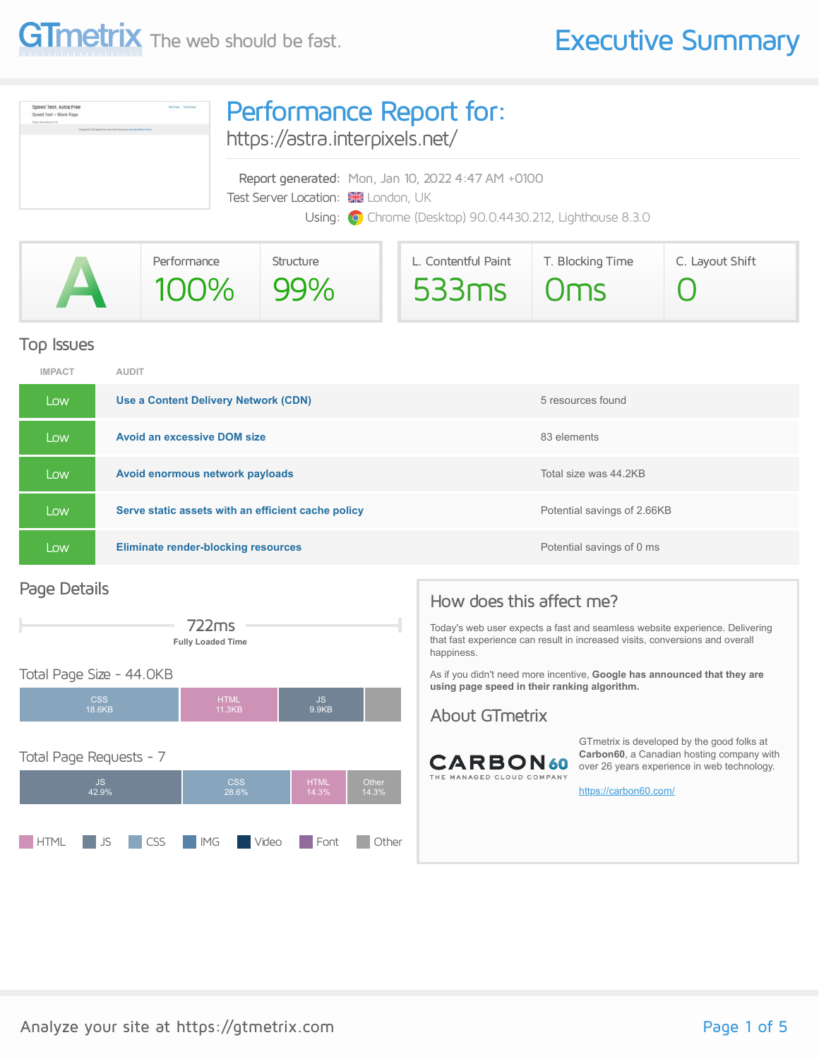# GTmetrix The web should be fast.

# Executive Summary

## Performance Report for:

https://astra.interpixels.net/

Report generated: Mon, Jan 10, 2022 4:47 AM +0100
Test Server Location: London, UK
Using: Chrome (Desktop) 90.0.4430.212, Lighthouse 8.3.0

| Grade | Performance | Structure | L. Contentful Paint | T. Blocking Time | C. Layout Shift |
|---|---|---|---|---|---|
| A | 100% | 99% | 533ms | 0ms | 0 |

## Top Issues

| IMPACT | AUDIT | |
|---|---|---|
| Low | Use a Content Delivery Network (CDN) | 5 resources found |
| Low | Avoid an excessive DOM size | 83 elements |
| Low | Avoid enormous network payloads | Total size was 44.2KB |
| Low | Serve static assets with an efficient cache policy | Potential savings of 2.66KB |
| Low | Eliminate render-blocking resources | Potential savings of 0 ms |

## Page Details

722ms
Fully Loaded Time

### Total Page Size - 44.0KB

| CSS | HTML | JS |
|---|---|---|
| 18.6KB | 11.3KB | 9.9KB |

### Total Page Requests - 7

| JS | CSS | HTML | Other |
|---|---|---|---|
| 42.9% | 28.6% | 14.3% | 14.3% |

HTML JS CSS IMG Video Font Other

## How does this affect me?

Today's web user expects a fast and seamless website experience. Delivering that fast experience can result in increased visits, conversions and overall happiness.

As if you didn't need more incentive, **Google has announced that they are using page speed in their ranking algorithm.**

## About GTmetrix

CARBON60 THE MANAGED CLOUD COMPANY

GTmetrix is developed by the good folks at **Carbon60**, a Canadian hosting company with over 26 years experience in web technology.

https://carbon60.com/

Analyze your site at https://gtmetrix.com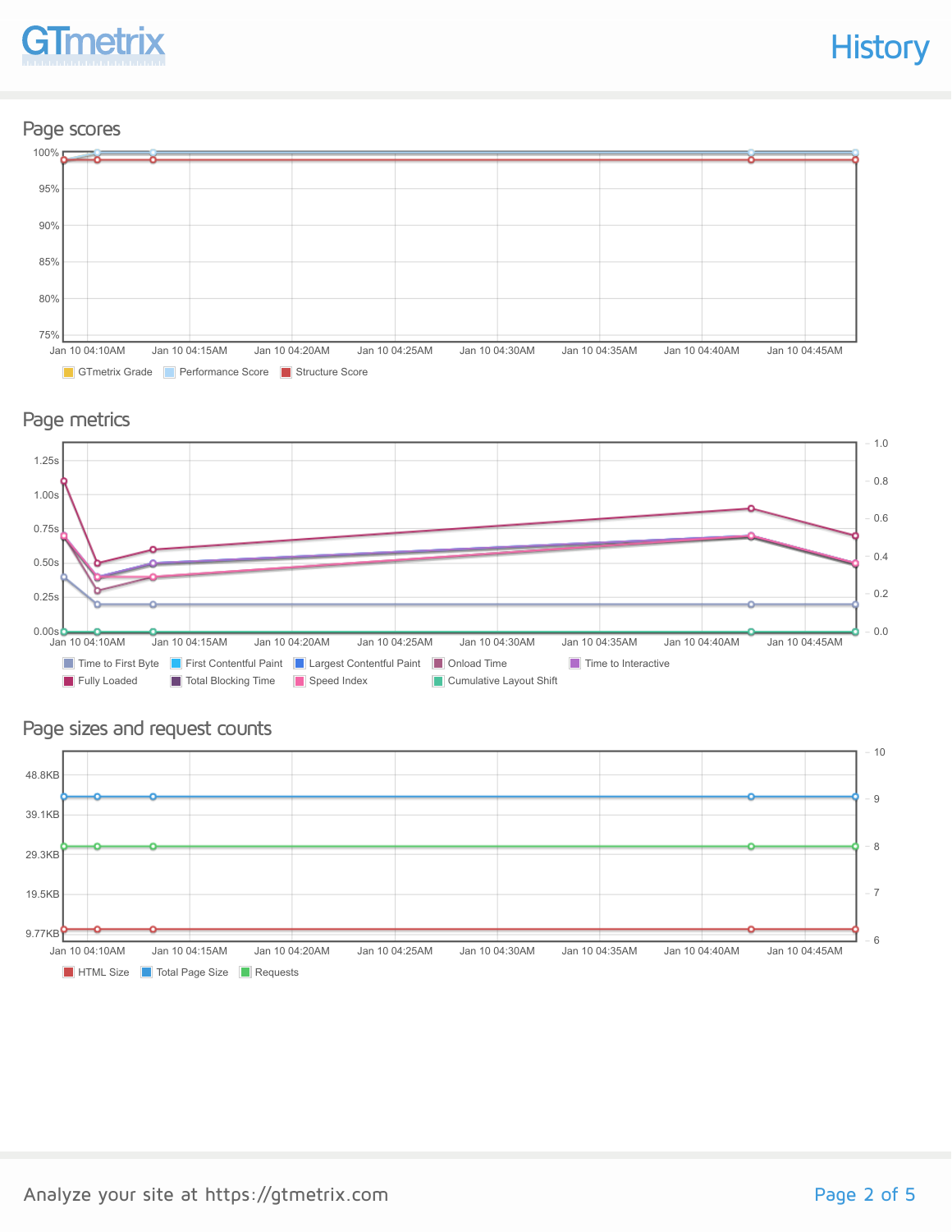# History

## Page scores

Legend: GTmetrix Grade, Performance Score, Structure Score

## Page metrics

Legend: Time to First Byte, First Contentful Paint, Largest Contentful Paint, Onload Time, Time to Interactive, Fully Loaded, Total Blocking Time, Speed Index, Cumulative Layout Shift

## Page sizes and request counts

Legend: HTML Size, Total Page Size, Requests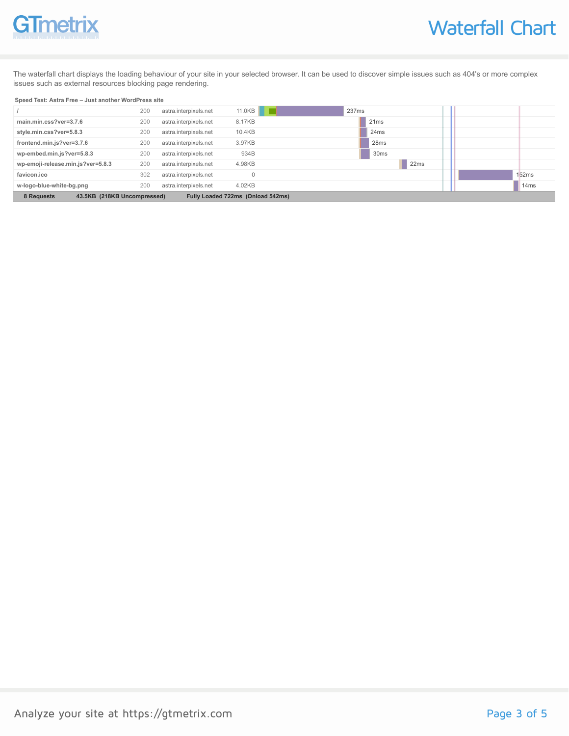# Waterfall Chart

The waterfall chart displays the loading behaviour of your site in your selected browser. It can be used to discover simple issues such as 404's or more complex issues such as external resources blocking page rendering.

**Speed Test: Astra Free – Just another WordPress site**

| Resource | Status | Domain | Size | Time |
|---|---|---|---|---|
| / | 200 | astra.interpixels.net | 11.0KB | 237ms |
| main.min.css?ver=3.7.6 | 200 | astra.interpixels.net | 8.17KB | 21ms |
| style.min.css?ver=5.8.3 | 200 | astra.interpixels.net | 10.4KB | 24ms |
| frontend.min.js?ver=3.7.6 | 200 | astra.interpixels.net | 3.97KB | 28ms |
| wp-embed.min.js?ver=5.8.3 | 200 | astra.interpixels.net | 934B | 30ms |
| wp-emoji-release.min.js?ver=5.8.3 | 200 | astra.interpixels.net | 4.98KB | 22ms |
| favicon.ico | 302 | astra.interpixels.net | 0 | 152ms |
| w-logo-blue-white-bg.png | 200 | astra.interpixels.net | 4.02KB | 14ms |
| **8 Requests** | | **43.5KB (218KB Uncompressed)** | | **Fully Loaded 722ms (Onload 542ms)** |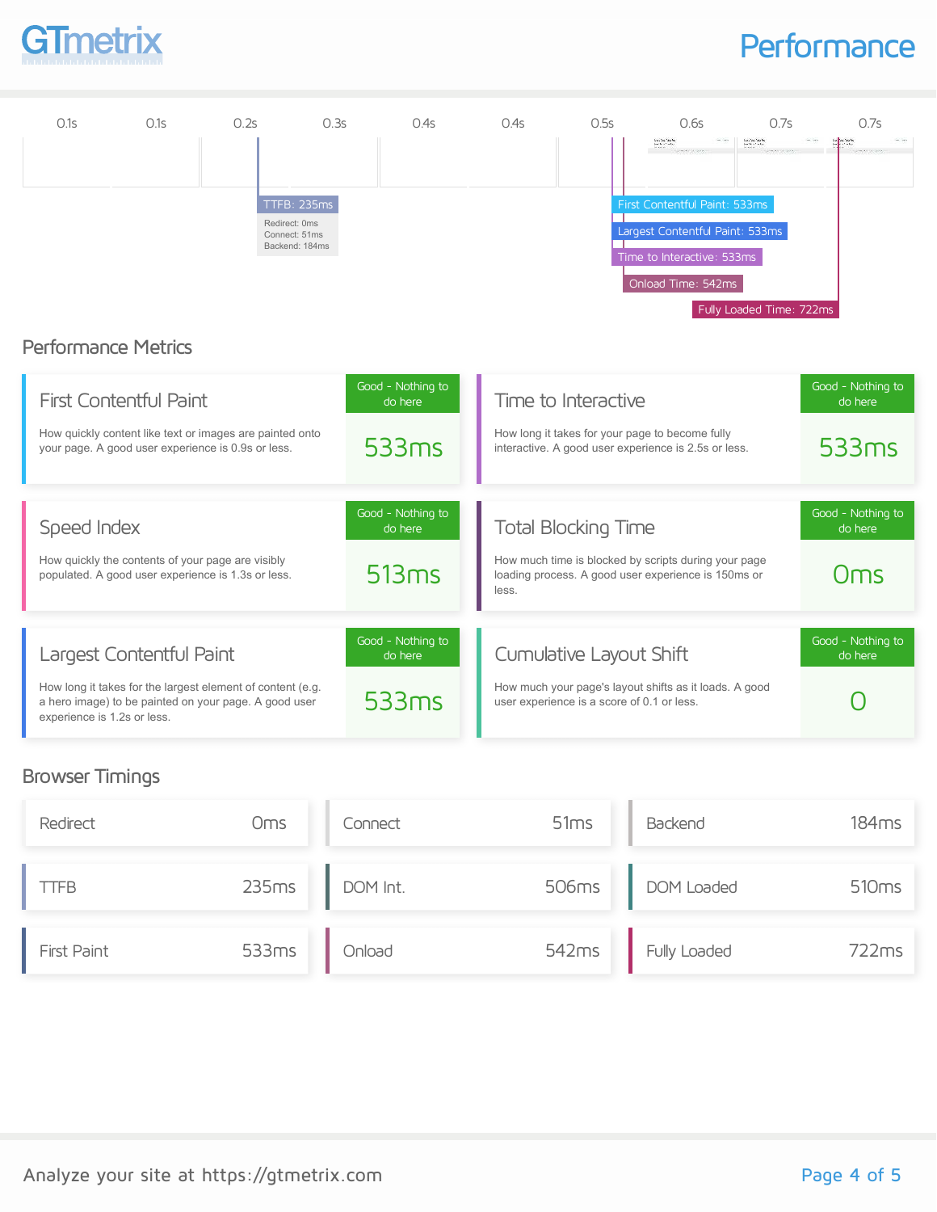# Performance

0.1s 0.1s 0.2s 0.3s 0.4s 0.4s 0.5s 0.6s 0.7s 0.7s

TTFB: 235ms
Redirect: 0ms
Connect: 51ms
Backend: 184ms

First Contentful Paint: 533ms
Largest Contentful Paint: 533ms
Time to Interactive: 533ms
Onload Time: 542ms
Fully Loaded Time: 722ms

## Performance Metrics

### First Contentful Paint

How quickly content like text or images are painted onto your page. A good user experience is 0.9s or less.

Good - Nothing to do here

533ms

### Time to Interactive

How long it takes for your page to become fully interactive. A good user experience is 2.5s or less.

Good - Nothing to do here

533ms

### Speed Index

How quickly the contents of your page are visibly populated. A good user experience is 1.3s or less.

Good - Nothing to do here

513ms

### Total Blocking Time

How much time is blocked by scripts during your page loading process. A good user experience is 150ms or less.

Good - Nothing to do here

0ms

### Largest Contentful Paint

How long it takes for the largest element of content (e.g. a hero image) to be painted on your page. A good user experience is 1.2s or less.

Good - Nothing to do here

533ms

### Cumulative Layout Shift

How much your page's layout shifts as it loads. A good user experience is a score of 0.1 or less.

Good - Nothing to do here

0

## Browser Timings

| Timing | Value |
|---|---|
| Redirect | 0ms |
| Connect | 51ms |
| Backend | 184ms |
| TTFB | 235ms |
| DOM Int. | 506ms |
| DOM Loaded | 510ms |
| First Paint | 533ms |
| Onload | 542ms |
| Fully Loaded | 722ms |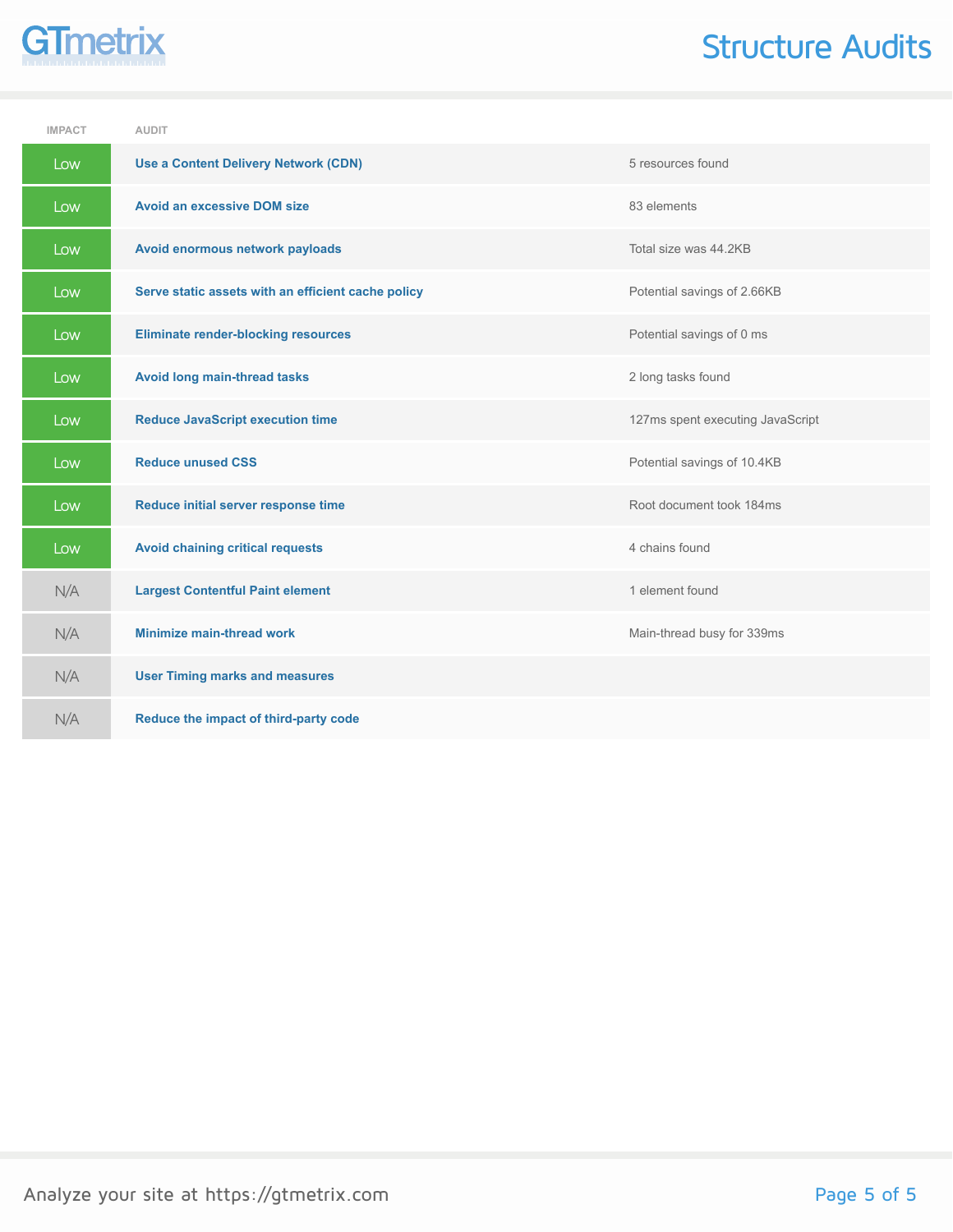# Structure Audits

| IMPACT | AUDIT | |
|---|---|---|
| Low | **Use a Content Delivery Network (CDN)** | 5 resources found |
| Low | **Avoid an excessive DOM size** | 83 elements |
| Low | **Avoid enormous network payloads** | Total size was 44.2KB |
| Low | **Serve static assets with an efficient cache policy** | Potential savings of 2.66KB |
| Low | **Eliminate render-blocking resources** | Potential savings of 0 ms |
| Low | **Avoid long main-thread tasks** | 2 long tasks found |
| Low | **Reduce JavaScript execution time** | 127ms spent executing JavaScript |
| Low | **Reduce unused CSS** | Potential savings of 10.4KB |
| Low | **Reduce initial server response time** | Root document took 184ms |
| Low | **Avoid chaining critical requests** | 4 chains found |
| N/A | **Largest Contentful Paint element** | 1 element found |
| N/A | **Minimize main-thread work** | Main-thread busy for 339ms |
| N/A | **User Timing marks and measures** | |
| N/A | **Reduce the impact of third-party code** | |

Analyze your site at https://gtmetrix.com